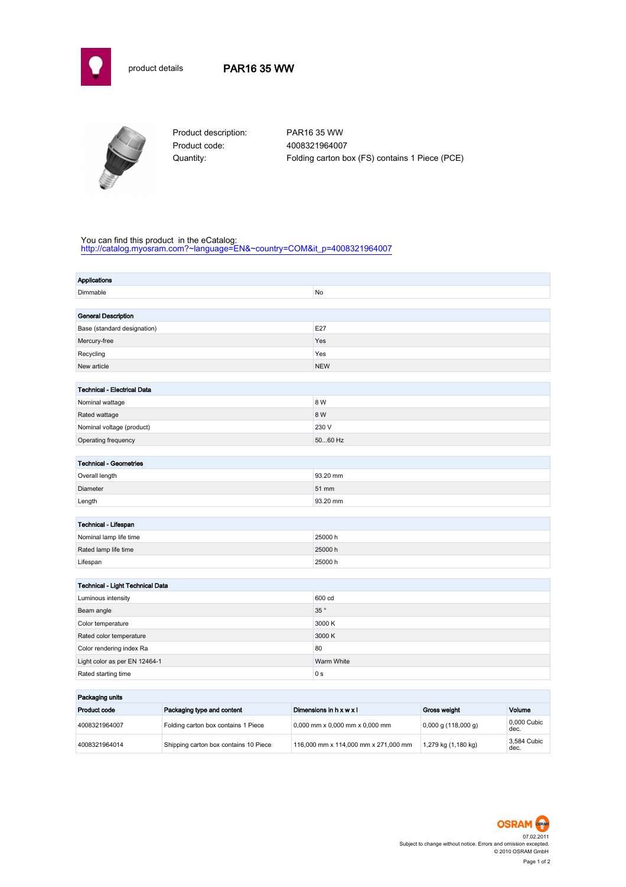product details **PAR16 35 WW**

| | |
|---|---|
| Product description: | PAR16 35 WW |
| Product code: | 4008321964007 |
| Quantity: | Folding carton box (FS) contains 1 Piece (PCE) |

You can find this product in the eCatalog:
http://catalog.myosram.com?~language=EN&~country=COM&it_p=4008321964007

| **Applications** | |
|---|---|
| Dimmable | No |

| **General Description** | |
|---|---|
| Base (standard designation) | E27 |
| Mercury-free | Yes |
| Recycling | Yes |
| New article | NEW |

| **Technical - Electrical Data** | |
|---|---|
| Nominal wattage | 8 W |
| Rated wattage | 8 W |
| Nominal voltage (product) | 230 V |
| Operating frequency | 50...60 Hz |

| **Technical - Geometries** | |
|---|---|
| Overall length | 93.20 mm |
| Diameter | 51 mm |
| Length | 93.20 mm |

| **Technical - Lifespan** | |
|---|---|
| Nominal lamp life time | 25000 h |
| Rated lamp life time | 25000 h |
| Lifespan | 25000 h |

| **Technical - Light Technical Data** | |
|---|---|
| Luminous intensity | 600 cd |
| Beam angle | 35 ° |
| Color temperature | 3000 K |
| Rated color temperature | 3000 K |
| Color rendering index Ra | 80 |
| Light color as per EN 12464-1 | Warm White |
| Rated starting time | 0 s |

**Packaging units**

| Product code | Packaging type and content | Dimensions in h x w x l | Gross weight | Volume |
|---|---|---|---|---|
| 4008321964007 | Folding carton box contains 1 Piece | 0,000 mm x 0,000 mm x 0,000 mm | 0,000 g (118,000 g) | 0,000 Cubic dec. |
| 4008321964014 | Shipping carton box contains 10 Piece | 116,000 mm x 114,000 mm x 271,000 mm | 1,279 kg (1,180 kg) | 3,584 Cubic dec. |

OSRAM

07.02.2011
Subject to change without notice. Errors and omission excepted.
© 2010 OSRAM GmbH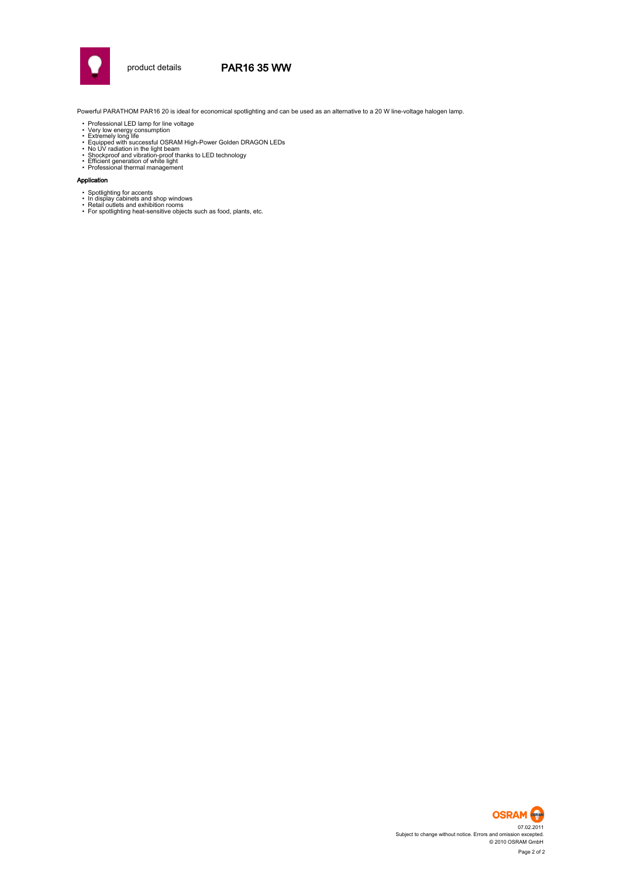product details

# PAR16 35 WW

Powerful PARATHOM PAR16 20 is ideal for economical spotlighting and can be used as an alternative to a 20 W line-voltage halogen lamp.

- Professional LED lamp for line voltage
- Very low energy consumption
- Extremely long life
- Equipped with successful OSRAM High-Power Golden DRAGON LEDs
- No UV radiation in the light beam
- Shockproof and vibration-proof thanks to LED technology
- Efficient generation of white light
- Professional thermal management

## Application

- Spotlighting for accents
- In display cabinets and shop windows
- Retail outlets and exhibition rooms
- For spotlighting heat-sensitive objects such as food, plants, etc.

07.02.2011
Subject to change without notice. Errors and omission excepted.
© 2010 OSRAM GmbH